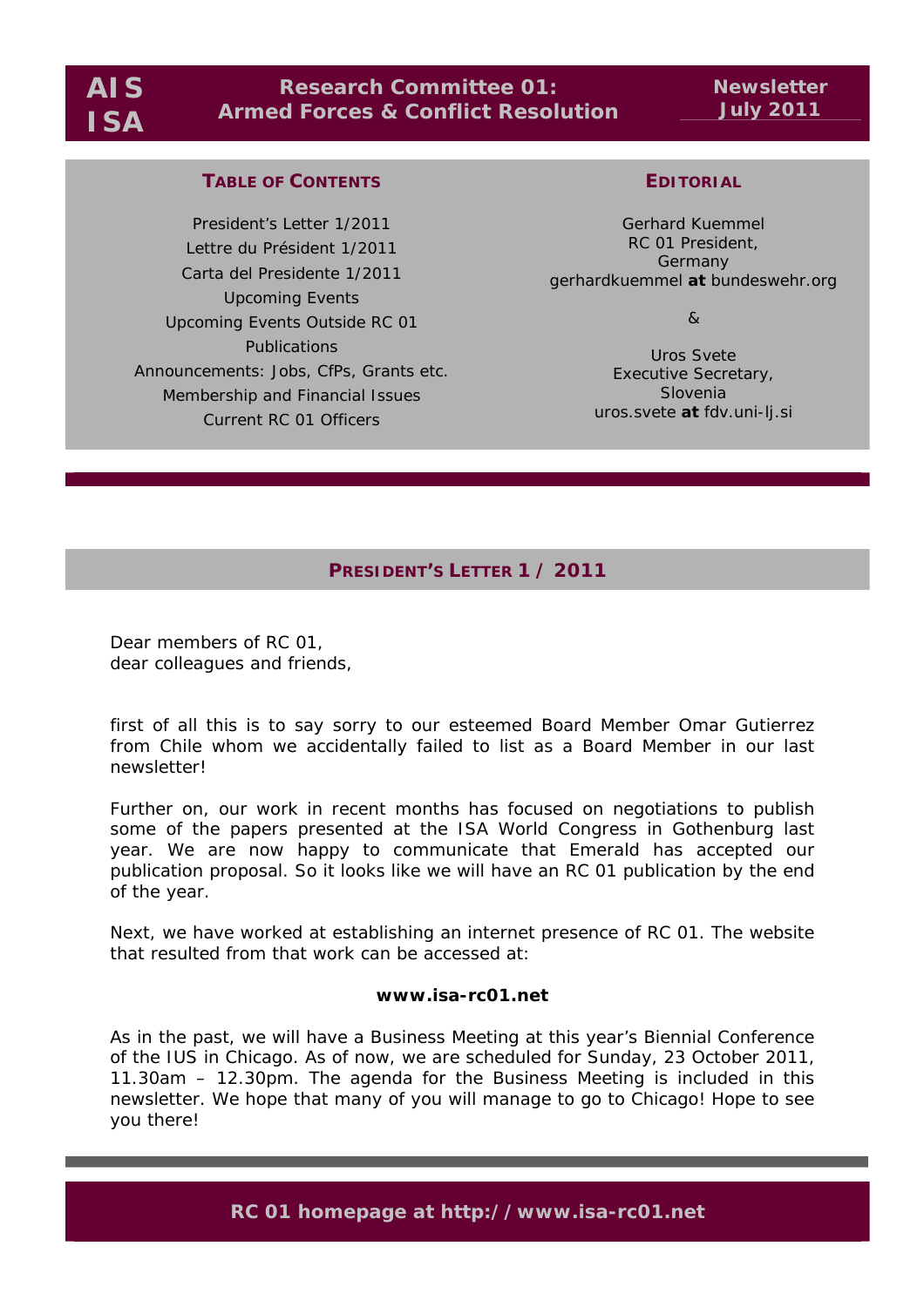**AIS ISA**

# Research Committee 01: Armed Forces & Conflict Resolution

**Newsletter July 2011**

## TABLE OF CONTENTS

- President's Letter 1/2011
- Lettre du Président 1/2011
- Carta del Presidente 1/2011
- Upcoming Events
- Upcoming Events Outside RC 01
- Publications
- Announcements: Jobs, CfPs, Grants etc.
- Membership and Financial Issues
- Current RC 01 Officers

## EDITORIAL

Gerhard Kuemmel
RC 01 President,
Germany
gerhardkuemmel **at** bundeswehr.org

&

Uros Svete
Executive Secretary,
Slovenia
uros.svete **at** fdv.uni-lj.si

## PRESIDENT'S LETTER 1 / 2011

Dear members of RC 01,
dear colleagues and friends,

first of all this is to say sorry to our esteemed Board Member Omar Gutierrez from Chile whom we accidentally failed to list as a Board Member in our last newsletter!

Further on, our work in recent months has focused on negotiations to publish some of the papers presented at the ISA World Congress in Gothenburg last year. We are now happy to communicate that Emerald has accepted our publication proposal. So it looks like we will have an RC 01 publication by the end of the year.

Next, we have worked at establishing an internet presence of RC 01. The website that resulted from that work can be accessed at:

**www.isa-rc01.net**

As in the past, we will have a Business Meeting at this year's Biennial Conference of the IUS in Chicago. As of now, we are scheduled for Sunday, 23 October 2011, 11.30am – 12.30pm. The agenda for the Business Meeting is included in this newsletter. We hope that many of you will manage to go to Chicago! Hope to see you there!

**RC 01 homepage at http://www.isa-rc01.net**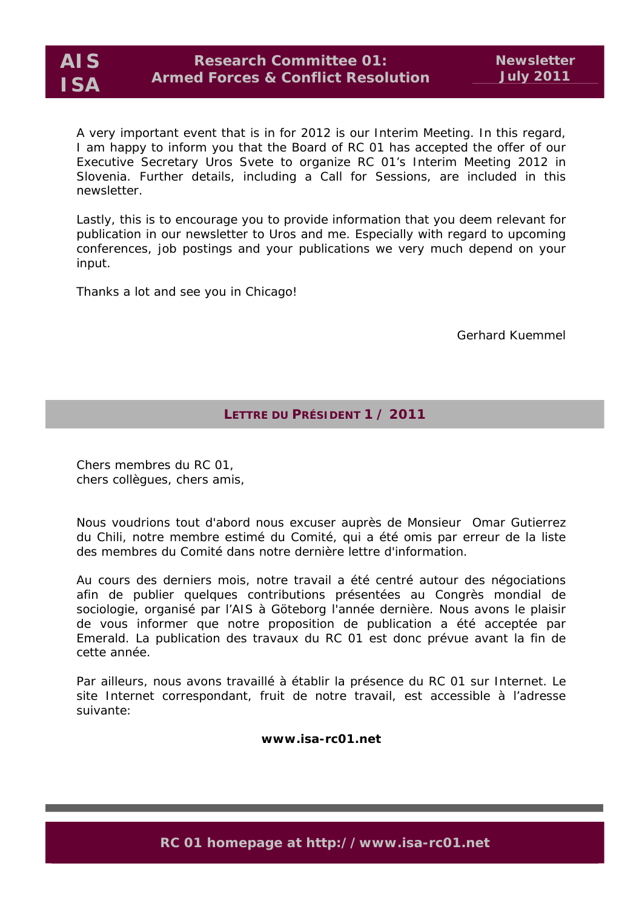A very important event that is in for 2012 is our Interim Meeting. In this regard, I am happy to inform you that the Board of RC 01 has accepted the offer of our Executive Secretary Uros Svete to organize RC 01's Interim Meeting 2012 in Slovenia. Further details, including a Call for Sessions, are included in this newsletter.

Lastly, this is to encourage you to provide information that you deem relevant for publication in our newsletter to Uros and me. Especially with regard to upcoming conferences, job postings and your publications we very much depend on your input.

Thanks a lot and see you in Chicago!

Gerhard Kuemmel

## LETTRE DU PRÉSIDENT 1 / 2011

Chers membres du RC 01,
chers collègues, chers amis,

Nous voudrions tout d'abord nous excuser auprès de Monsieur Omar Gutierrez du Chili, notre membre estimé du Comité, qui a été omis par erreur de la liste des membres du Comité dans notre dernière lettre d'information.

Au cours des derniers mois, notre travail a été centré autour des négociations afin de publier quelques contributions présentées au Congrès mondial de sociologie, organisé par l'AIS à Göteborg l'année dernière. Nous avons le plaisir de vous informer que notre proposition de publication a été acceptée par Emerald. La publication des travaux du RC 01 est donc prévue avant la fin de cette année.

Par ailleurs, nous avons travaillé à établir la présence du RC 01 sur Internet. Le site Internet correspondant, fruit de notre travail, est accessible à l'adresse suivante:

**www.isa-rc01.net**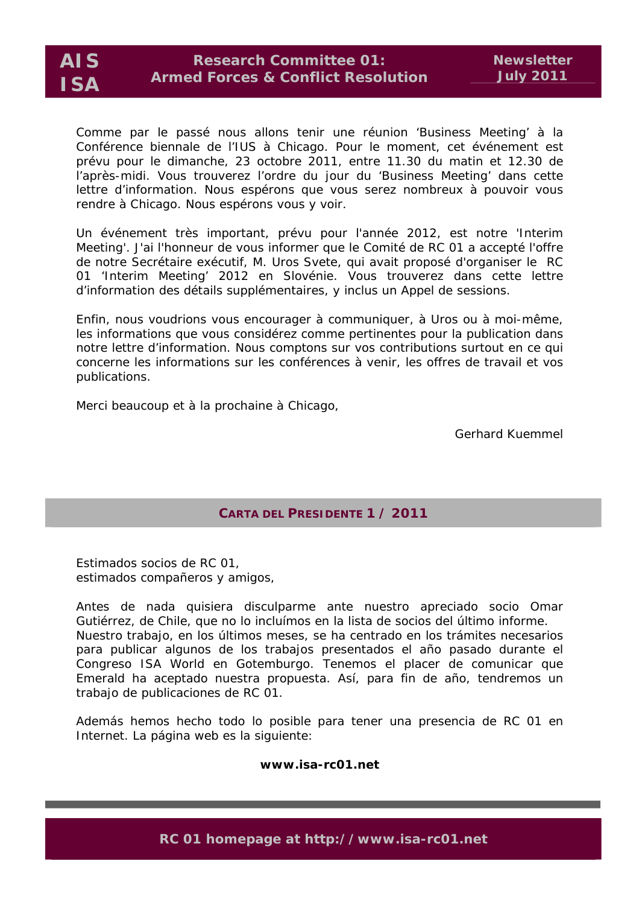Comme par le passé nous allons tenir une réunion 'Business Meeting' à la Conférence biennale de l'IUS à Chicago. Pour le moment, cet événement est prévu pour le dimanche, 23 octobre 2011, entre 11.30 du matin et 12.30 de l'après-midi. Vous trouverez l'ordre du jour du 'Business Meeting' dans cette lettre d'information. Nous espérons que vous serez nombreux à pouvoir vous rendre à Chicago. Nous espérons vous y voir.

Un événement très important, prévu pour l'année 2012, est notre 'Interim Meeting'. J'ai l'honneur de vous informer que le Comité de RC 01 a accepté l'offre de notre Secrétaire exécutif, M. Uros Svete, qui avait proposé d'organiser le RC 01 'Interim Meeting' 2012 en Slovénie. Vous trouverez dans cette lettre d'information des détails supplémentaires, y inclus un Appel de sessions.

Enfin, nous voudrions vous encourager à communiquer, à Uros ou à moi-même, les informations que vous considérez comme pertinentes pour la publication dans notre lettre d'information. Nous comptons sur vos contributions surtout en ce qui concerne les informations sur les conférences à venir, les offres de travail et vos publications.

Merci beaucoup et à la prochaine à Chicago,

Gerhard Kuemmel

## CARTA DEL PRESIDENTE 1 / 2011

Estimados socios de RC 01,
estimados compañeros y amigos,

Antes de nada quisiera disculparme ante nuestro apreciado socio Omar Gutiérrez, de Chile, que no lo incluímos en la lista de socios del último informe.
Nuestro trabajo, en los últimos meses, se ha centrado en los trámites necesarios para publicar algunos de los trabajos presentados el año pasado durante el Congreso ISA World en Gotemburgo. Tenemos el placer de comunicar que Emerald ha aceptado nuestra propuesta. Así, para fin de año, tendremos un trabajo de publicaciones de RC 01.

Además hemos hecho todo lo posible para tener una presencia de RC 01 en Internet. La página web es la siguiente:

**www.isa-rc01.net**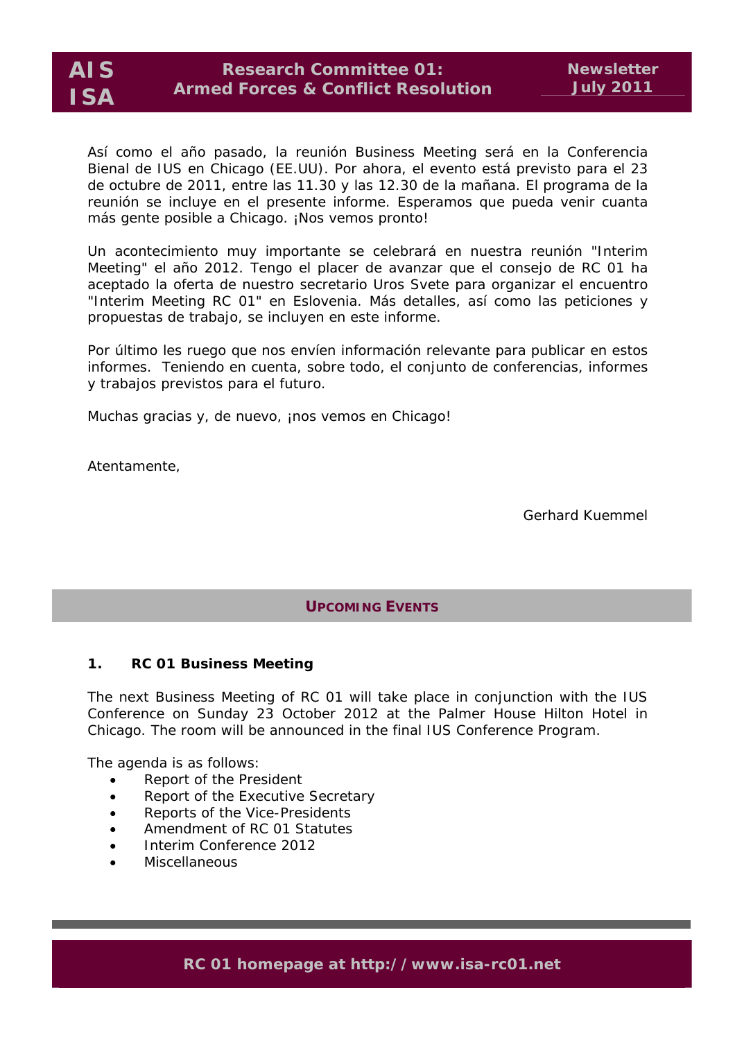Así como el año pasado, la reunión Business Meeting será en la Conferencia Bienal de IUS en Chicago (EE.UU). Por ahora, el evento está previsto para el 23 de octubre de 2011, entre las 11.30 y las 12.30 de la mañana. El programa de la reunión se incluye en el presente informe. Esperamos que pueda venir cuanta más gente posible a Chicago. ¡Nos vemos pronto!

Un acontecimiento muy importante se celebrará en nuestra reunión "Interim Meeting" el año 2012. Tengo el placer de avanzar que el consejo de RC 01 ha aceptado la oferta de nuestro secretario Uros Svete para organizar el encuentro "Interim Meeting RC 01" en Eslovenia. Más detalles, así como las peticiones y propuestas de trabajo, se incluyen en este informe.

Por último les ruego que nos envíen información relevante para publicar en estos informes. Teniendo en cuenta, sobre todo, el conjunto de conferencias, informes y trabajos previstos para el futuro.

Muchas gracias y, de nuevo, ¡nos vemos en Chicago!

Atentamente,

Gerhard Kuemmel

## UPCOMING EVENTS

### 1. RC 01 Business Meeting

The next Business Meeting of RC 01 will take place in conjunction with the IUS Conference on Sunday 23 October 2012 at the Palmer House Hilton Hotel in Chicago. The room will be announced in the final IUS Conference Program.

The agenda is as follows:

- Report of the President
- Report of the Executive Secretary
- Reports of the Vice-Presidents
- Amendment of RC 01 Statutes
- Interim Conference 2012
- Miscellaneous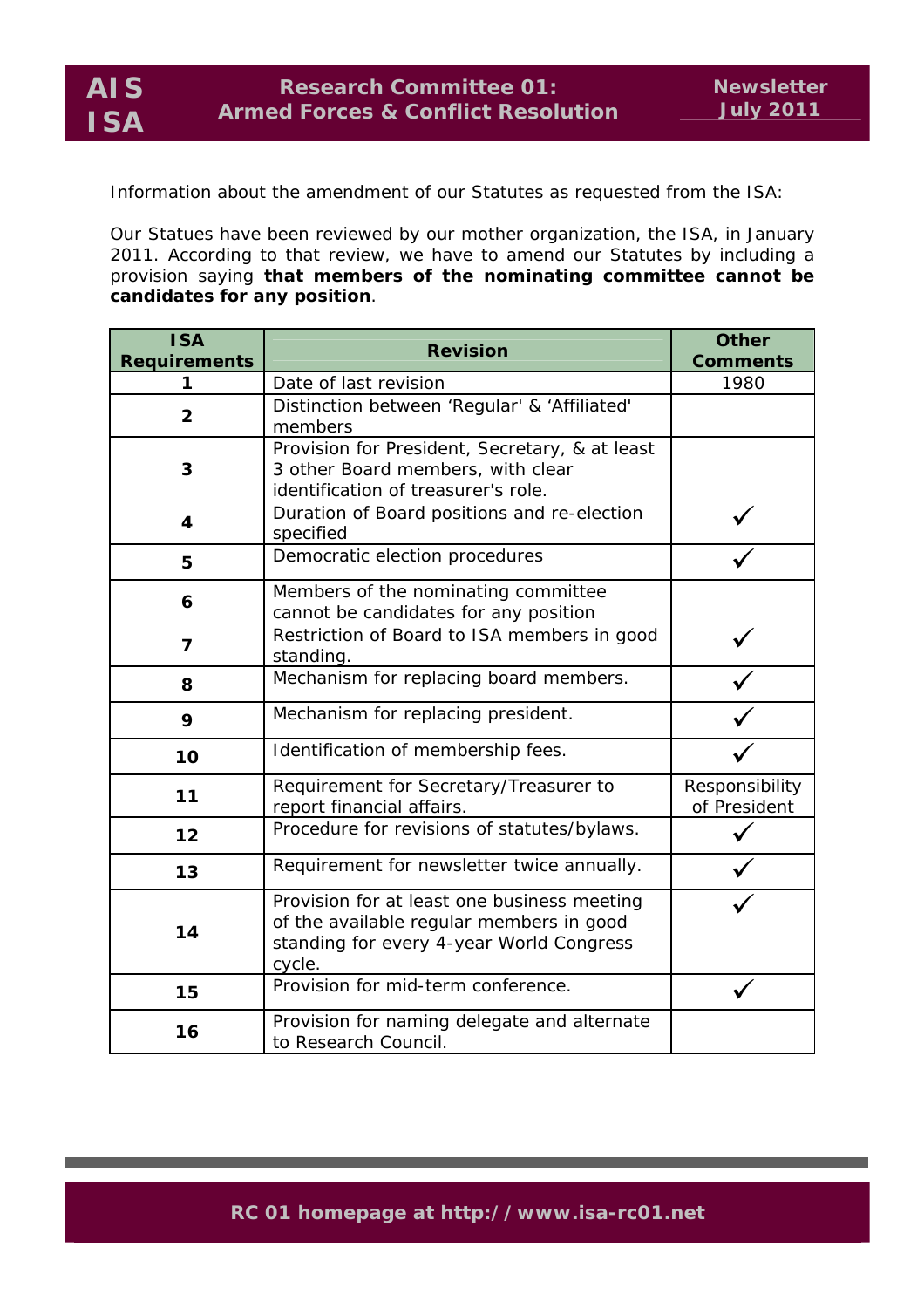Information about the amendment of our Statutes as requested from the ISA:

Our Statues have been reviewed by our mother organization, the ISA, in January 2011. According to that review, we have to amend our Statutes by including a provision saying **that members of the nominating committee cannot be candidates for any position**.

| ISA Requirements | Revision | Other Comments |
|---|---|---|
| **1** | Date of last revision | 1980 |
| **2** | Distinction between 'Regular' & 'Affiliated' members | |
| **3** | Provision for President, Secretary, & at least 3 other Board members, with clear identification of treasurer's role. | |
| **4** | Duration of Board positions and re-election specified | ✓ |
| **5** | Democratic election procedures | ✓ |
| **6** | Members of the nominating committee cannot be candidates for any position | |
| **7** | Restriction of Board to ISA members in good standing. | ✓ |
| **8** | Mechanism for replacing board members. | ✓ |
| **9** | Mechanism for replacing president. | ✓ |
| **10** | Identification of membership fees. | ✓ |
| **11** | Requirement for Secretary/Treasurer to report financial affairs. | Responsibility of President |
| **12** | Procedure for revisions of statutes/bylaws. | ✓ |
| **13** | Requirement for newsletter twice annually. | ✓ |
| **14** | Provision for at least one business meeting of the available regular members in good standing for every 4-year World Congress cycle. | ✓ |
| **15** | Provision for mid-term conference. | ✓ |
| **16** | Provision for naming delegate and alternate to Research Council. | |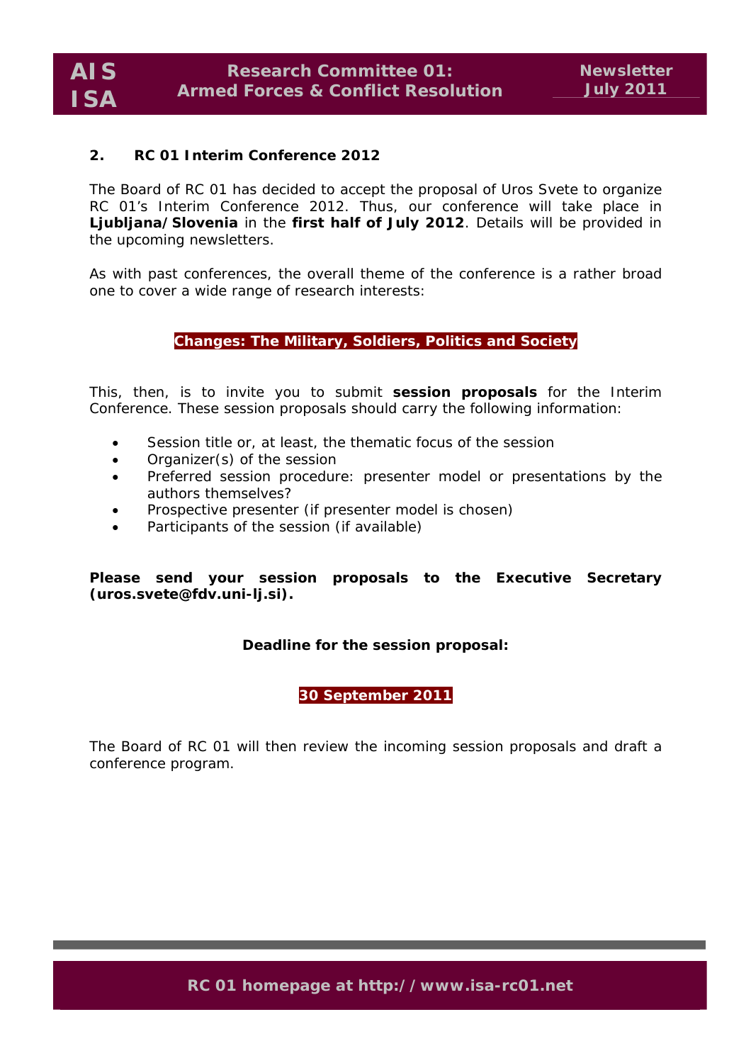## 2. RC 01 Interim Conference 2012

The Board of RC 01 has decided to accept the proposal of Uros Svete to organize RC 01's Interim Conference 2012. Thus, our conference will take place in **Ljubljana/Slovenia** in the **first half of July 2012**. Details will be provided in the upcoming newsletters.

As with past conferences, the overall theme of the conference is a rather broad one to cover a wide range of research interests:

**Changes: The Military, Soldiers, Politics and Society**

This, then, is to invite you to submit **session proposals** for the Interim Conference. These session proposals should carry the following information:

- Session title or, at least, the thematic focus of the session
- Organizer(s) of the session
- Preferred session procedure: presenter model or presentations by the authors themselves?
- Prospective presenter (if presenter model is chosen)
- Participants of the session (if available)

**Please send your session proposals to the Executive Secretary (uros.svete@fdv.uni-lj.si).**

**Deadline for the session proposal:**

**30 September 2011**

The Board of RC 01 will then review the incoming session proposals and draft a conference program.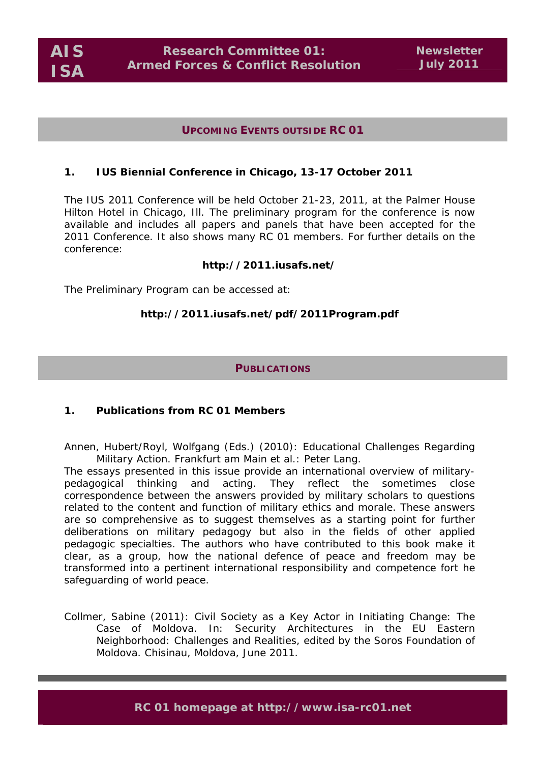## UPCOMING EVENTS OUTSIDE RC 01

### 1. IUS Biennial Conference in Chicago, 13-17 October 2011

The IUS 2011 Conference will be held October 21-23, 2011, at the Palmer House Hilton Hotel in Chicago, Ill. The preliminary program for the conference is now available and includes all papers and panels that have been accepted for the 2011 Conference. It also shows many RC 01 members. For further details on the conference:

**http://2011.iusafs.net/**

The Preliminary Program can be accessed at:

**http://2011.iusafs.net/pdf/2011Program.pdf**

## PUBLICATIONS

### 1. Publications from RC 01 Members

Annen, Hubert/Royl, Wolfgang (Eds.) (2010): Educational Challenges Regarding Military Action. Frankfurt am Main et al.: Peter Lang.

The essays presented in this issue provide an international overview of military-pedagogical thinking and acting. They reflect the sometimes close correspondence between the answers provided by military scholars to questions related to the content and function of military ethics and morale. These answers are so comprehensive as to suggest themselves as a starting point for further deliberations on military pedagogy but also in the fields of other applied pedagogic specialties. The authors who have contributed to this book make it clear, as a group, how the national defence of peace and freedom may be transformed into a pertinent international responsibility and competence fort he safeguarding of world peace.

Collmer, Sabine (2011): Civil Society as a Key Actor in Initiating Change: The Case of Moldova. In: Security Architectures in the EU Eastern Neighborhood: Challenges and Realities, edited by the Soros Foundation of Moldova. Chisinau, Moldova, June 2011.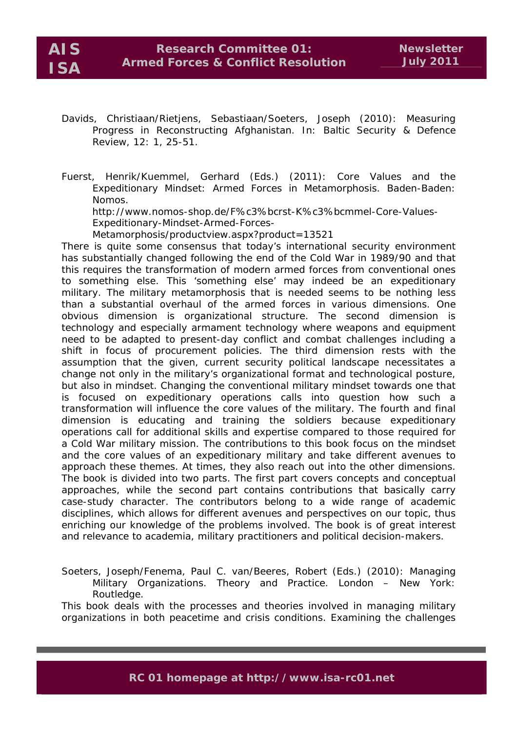Davids, Christiaan/Rietjens, Sebastiaan/Soeters, Joseph (2010): Measuring Progress in Reconstructing Afghanistan. In: Baltic Security & Defence Review, 12: 1, 25-51.

Fuerst, Henrik/Kuemmel, Gerhard (Eds.) (2011): Core Values and the Expeditionary Mindset: Armed Forces in Metamorphosis. Baden-Baden: Nomos.
http://www.nomos-shop.de/F%c3%bcrst-K%c3%bcmmel-Core-Values-Expeditionary-Mindset-Armed-Forces-Metamorphosis/productview.aspx?product=13521

There is quite some consensus that today's international security environment has substantially changed following the end of the Cold War in 1989/90 and that this requires the transformation of modern armed forces from conventional ones to something else. This 'something else' may indeed be an expeditionary military. The military metamorphosis that is needed seems to be nothing less than a substantial overhaul of the armed forces in various dimensions. One obvious dimension is organizational structure. The second dimension is technology and especially armament technology where weapons and equipment need to be adapted to present-day conflict and combat challenges including a shift in focus of procurement policies. The third dimension rests with the assumption that the given, current security political landscape necessitates a change not only in the military's organizational format and technological posture, but also in mindset. Changing the conventional military mindset towards one that is focused on expeditionary operations calls into question how such a transformation will influence the core values of the military. The fourth and final dimension is educating and training the soldiers because expeditionary operations call for additional skills and expertise compared to those required for a Cold War military mission. The contributions to this book focus on the mindset and the core values of an expeditionary military and take different avenues to approach these themes. At times, they also reach out into the other dimensions. The book is divided into two parts. The first part covers concepts and conceptual approaches, while the second part contains contributions that basically carry case-study character. The contributors belong to a wide range of academic disciplines, which allows for different avenues and perspectives on our topic, thus enriching our knowledge of the problems involved. The book is of great interest and relevance to academia, military practitioners and political decision-makers.

Soeters, Joseph/Fenema, Paul C. van/Beeres, Robert (Eds.) (2010): Managing Military Organizations. Theory and Practice. London – New York: Routledge.

This book deals with the processes and theories involved in managing military organizations in both peacetime and crisis conditions. Examining the challenges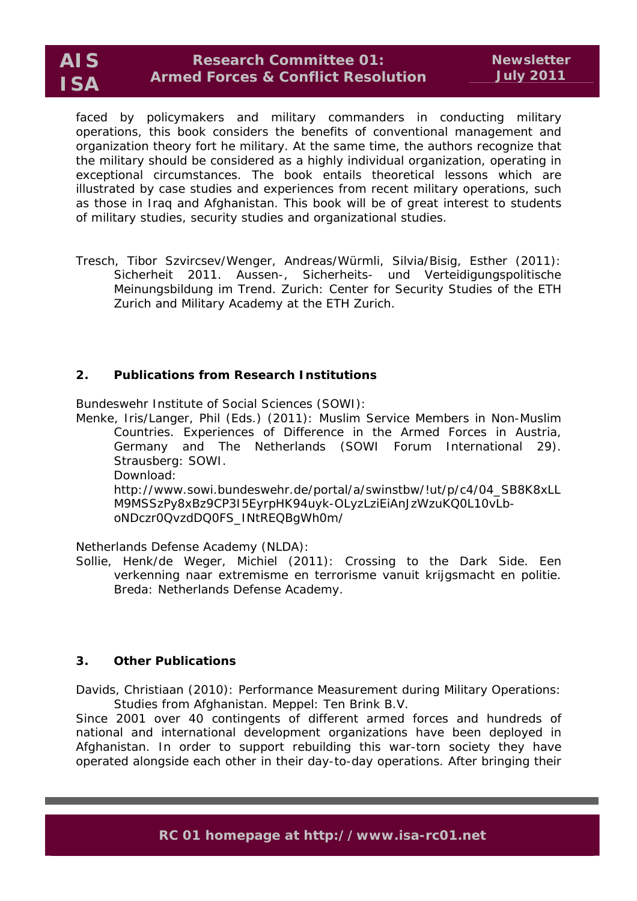faced by policymakers and military commanders in conducting military operations, this book considers the benefits of conventional management and organization theory fort he military. At the same time, the authors recognize that the military should be considered as a highly individual organization, operating in exceptional circumstances. The book entails theoretical lessons which are illustrated by case studies and experiences from recent military operations, such as those in Iraq and Afghanistan. This book will be of great interest to students of military studies, security studies and organizational studies.

Tresch, Tibor Szvircsev/Wenger, Andreas/Würmli, Silvia/Bisig, Esther (2011): Sicherheit 2011. Aussen-, Sicherheits- und Verteidigungspolitische Meinungsbildung im Trend. Zurich: Center for Security Studies of the ETH Zurich and Military Academy at the ETH Zurich.

## 2. Publications from Research Institutions

Bundeswehr Institute of Social Sciences (SOWI):

Menke, Iris/Langer, Phil (Eds.) (2011): Muslim Service Members in Non-Muslim Countries. Experiences of Difference in the Armed Forces in Austria, Germany and The Netherlands (SOWI Forum International 29). Strausberg: SOWI.
Download:
http://www.sowi.bundeswehr.de/portal/a/swinstbw/!ut/p/c4/04_SB8K8xLLM9MSSzPy8xBz9CP3I5EyrpHK94uyk-OLyzLziEiAnJzWzuKQ0L10vLb-oNDczr0QvzdDQ0FS_INtREQBgWh0m/

Netherlands Defense Academy (NLDA):

Sollie, Henk/de Weger, Michiel (2011): Crossing to the Dark Side. Een verkenning naar extremisme en terrorisme vanuit krijgsmacht en politie. Breda: Netherlands Defense Academy.

## 3. Other Publications

Davids, Christiaan (2010): Performance Measurement during Military Operations: Studies from Afghanistan. Meppel: Ten Brink B.V.

Since 2001 over 40 contingents of different armed forces and hundreds of national and international development organizations have been deployed in Afghanistan. In order to support rebuilding this war-torn society they have operated alongside each other in their day-to-day operations. After bringing their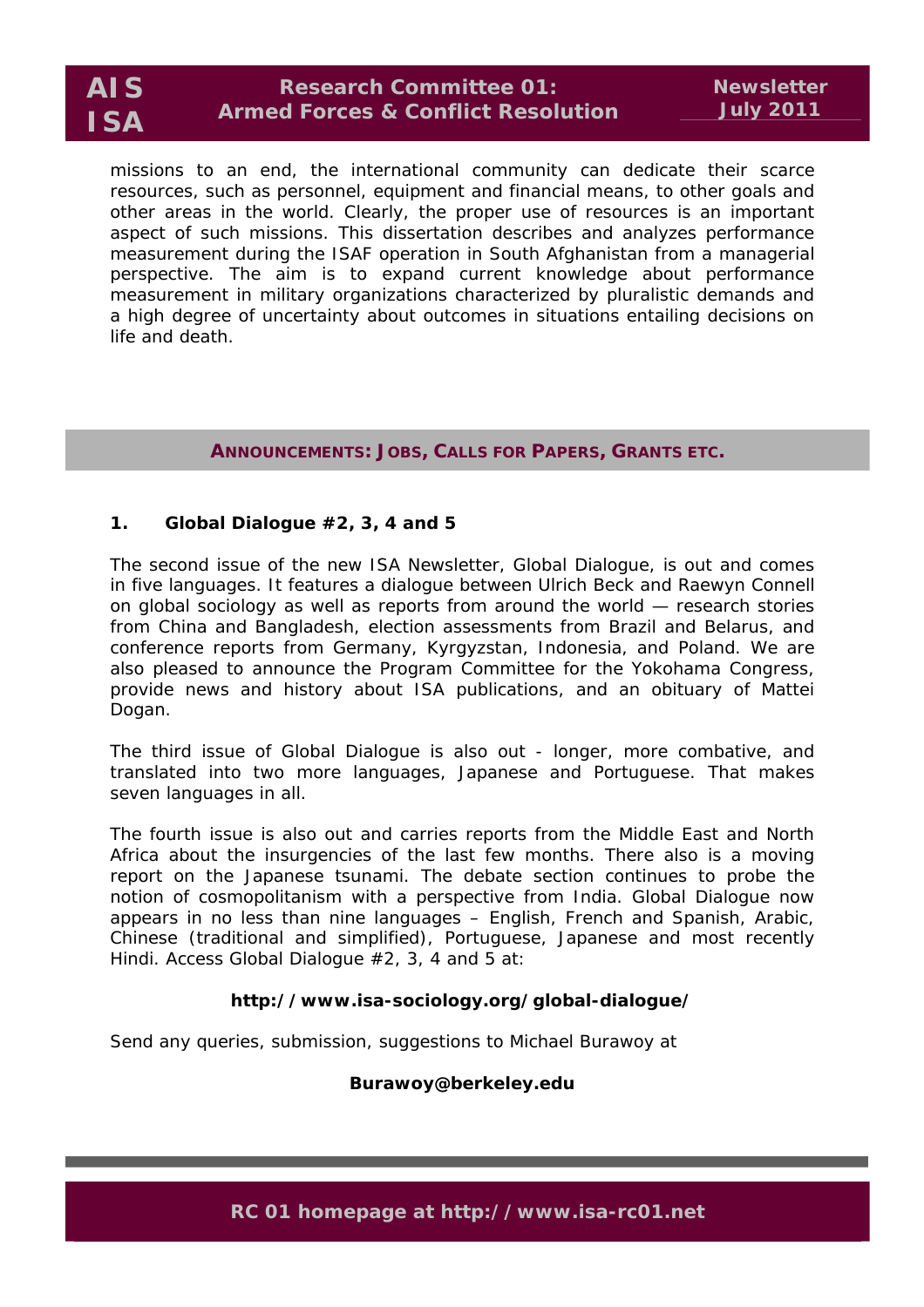missions to an end, the international community can dedicate their scarce resources, such as personnel, equipment and financial means, to other goals and other areas in the world. Clearly, the proper use of resources is an important aspect of such missions. This dissertation describes and analyzes performance measurement during the ISAF operation in South Afghanistan from a managerial perspective. The aim is to expand current knowledge about performance measurement in military organizations characterized by pluralistic demands and a high degree of uncertainty about outcomes in situations entailing decisions on life and death.

## ANNOUNCEMENTS: JOBS, CALLS FOR PAPERS, GRANTS ETC.

### 1. Global Dialogue #2, 3, 4 and 5

The second issue of the new ISA Newsletter, Global Dialogue, is out and comes in five languages. It features a dialogue between Ulrich Beck and Raewyn Connell on global sociology as well as reports from around the world — research stories from China and Bangladesh, election assessments from Brazil and Belarus, and conference reports from Germany, Kyrgyzstan, Indonesia, and Poland. We are also pleased to announce the Program Committee for the Yokohama Congress, provide news and history about ISA publications, and an obituary of Mattei Dogan.

The third issue of Global Dialogue is also out - longer, more combative, and translated into two more languages, Japanese and Portuguese. That makes seven languages in all.

The fourth issue is also out and carries reports from the Middle East and North Africa about the insurgencies of the last few months. There also is a moving report on the Japanese tsunami. The debate section continues to probe the notion of cosmopolitanism with a perspective from India. Global Dialogue now appears in no less than nine languages – English, French and Spanish, Arabic, Chinese (traditional and simplified), Portuguese, Japanese and most recently Hindi. Access Global Dialogue #2, 3, 4 and 5 at:

**http://www.isa-sociology.org/global-dialogue/**

Send any queries, submission, suggestions to Michael Burawoy at

**Burawoy@berkeley.edu**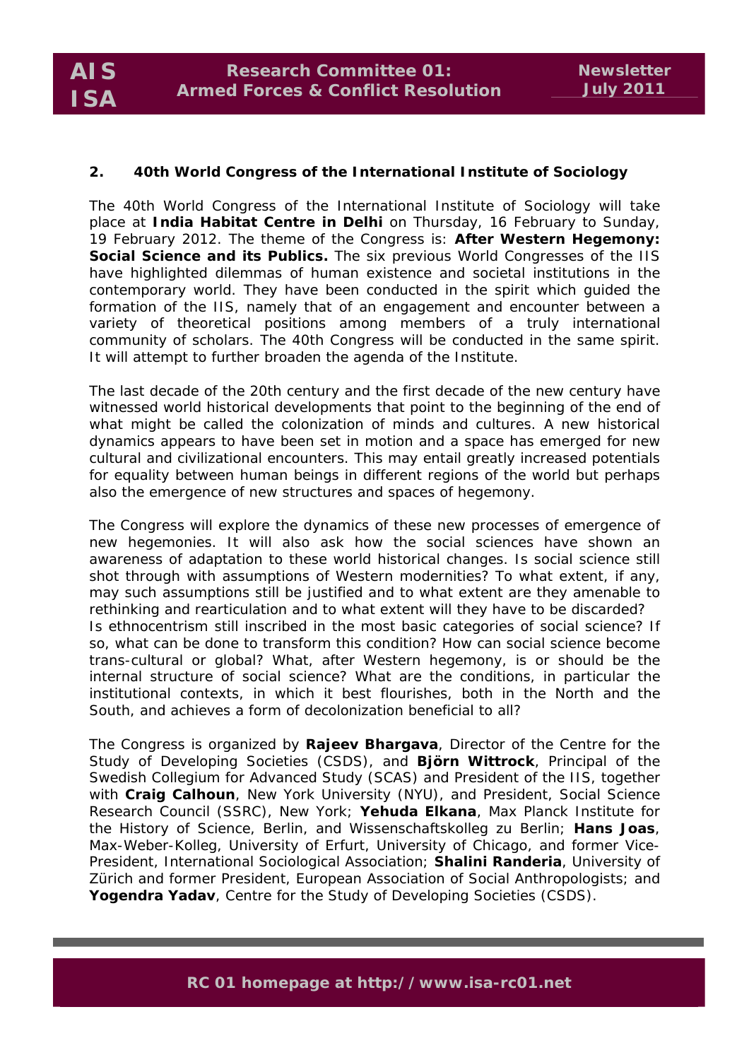## 2. 40th World Congress of the International Institute of Sociology

The 40th World Congress of the International Institute of Sociology will take place at **India Habitat Centre in Delhi** on Thursday, 16 February to Sunday, 19 February 2012. The theme of the Congress is: **After Western Hegemony: Social Science and its Publics.** The six previous World Congresses of the IIS have highlighted dilemmas of human existence and societal institutions in the contemporary world. They have been conducted in the spirit which guided the formation of the IIS, namely that of an engagement and encounter between a variety of theoretical positions among members of a truly international community of scholars. The 40th Congress will be conducted in the same spirit. It will attempt to further broaden the agenda of the Institute.

The last decade of the 20th century and the first decade of the new century have witnessed world historical developments that point to the beginning of the end of what might be called the colonization of minds and cultures. A new historical dynamics appears to have been set in motion and a space has emerged for new cultural and civilizational encounters. This may entail greatly increased potentials for equality between human beings in different regions of the world but perhaps also the emergence of new structures and spaces of hegemony.

The Congress will explore the dynamics of these new processes of emergence of new hegemonies. It will also ask how the social sciences have shown an awareness of adaptation to these world historical changes. Is social science still shot through with assumptions of Western modernities? To what extent, if any, may such assumptions still be justified and to what extent are they amenable to rethinking and rearticulation and to what extent will they have to be discarded? Is ethnocentrism still inscribed in the most basic categories of social science? If so, what can be done to transform this condition? How can social science become trans-cultural or global? What, after Western hegemony, is or should be the internal structure of social science? What are the conditions, in particular the institutional contexts, in which it best flourishes, both in the North and the South, and achieves a form of decolonization beneficial to all?

The Congress is organized by **Rajeev Bhargava**, Director of the Centre for the Study of Developing Societies (CSDS), and **Björn Wittrock**, Principal of the Swedish Collegium for Advanced Study (SCAS) and President of the IIS, together with **Craig Calhoun**, New York University (NYU), and President, Social Science Research Council (SSRC), New York; **Yehuda Elkana**, Max Planck Institute for the History of Science, Berlin, and Wissenschaftskolleg zu Berlin; **Hans Joas**, Max-Weber-Kolleg, University of Erfurt, University of Chicago, and former Vice-President, International Sociological Association; **Shalini Randeria**, University of Zürich and former President, European Association of Social Anthropologists; and **Yogendra Yadav**, Centre for the Study of Developing Societies (CSDS).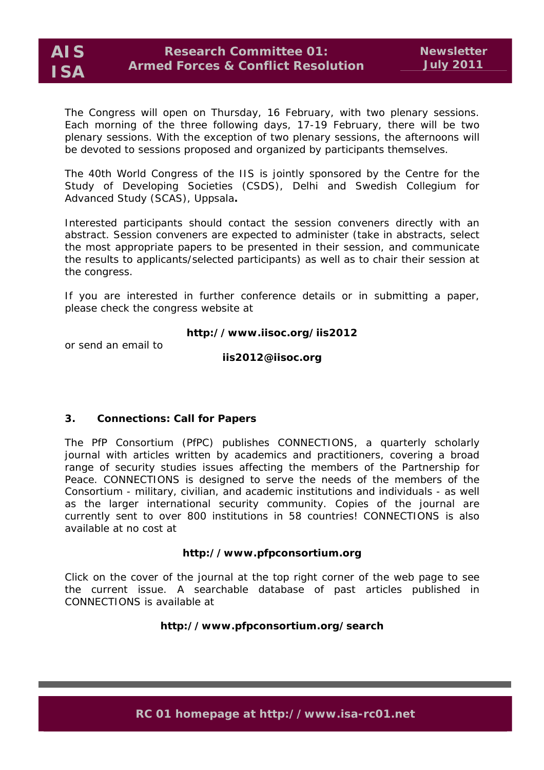The Congress will open on Thursday, 16 February, with two plenary sessions. Each morning of the three following days, 17-19 February, there will be two plenary sessions. With the exception of two plenary sessions, the afternoons will be devoted to sessions proposed and organized by participants themselves.

The 40th World Congress of the IIS is jointly sponsored by the Centre for the Study of Developing Societies (CSDS), Delhi and Swedish Collegium for Advanced Study (SCAS), Uppsala**.**

Interested participants should contact the session conveners directly with an abstract. Session conveners are expected to administer (take in abstracts, select the most appropriate papers to be presented in their session, and communicate the results to applicants/selected participants) as well as to chair their session at the congress.

If you are interested in further conference details or in submitting a paper, please check the congress website at

**http://www.iisoc.org/iis2012**

or send an email to

**iis2012@iisoc.org**

### 3. Connections: Call for Papers

The PfP Consortium (PfPC) publishes CONNECTIONS, a quarterly scholarly journal with articles written by academics and practitioners, covering a broad range of security studies issues affecting the members of the Partnership for Peace. CONNECTIONS is designed to serve the needs of the members of the Consortium - military, civilian, and academic institutions and individuals - as well as the larger international security community. Copies of the journal are currently sent to over 800 institutions in 58 countries! CONNECTIONS is also available at no cost at

**http://www.pfpconsortium.org**

Click on the cover of the journal at the top right corner of the web page to see the current issue. A searchable database of past articles published in CONNECTIONS is available at

**http://www.pfpconsortium.org/search**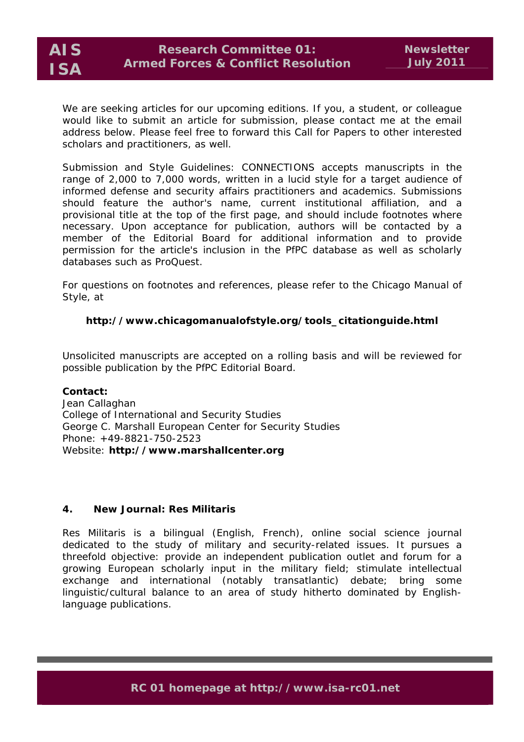We are seeking articles for our upcoming editions. If you, a student, or colleague would like to submit an article for submission, please contact me at the email address below. Please feel free to forward this Call for Papers to other interested scholars and practitioners, as well.

Submission and Style Guidelines: CONNECTIONS accepts manuscripts in the range of 2,000 to 7,000 words, written in a lucid style for a target audience of informed defense and security affairs practitioners and academics. Submissions should feature the author's name, current institutional affiliation, and a provisional title at the top of the first page, and should include footnotes where necessary. Upon acceptance for publication, authors will be contacted by a member of the Editorial Board for additional information and to provide permission for the article's inclusion in the PfPC database as well as scholarly databases such as ProQuest.

For questions on footnotes and references, please refer to the Chicago Manual of Style, at

**http://www.chicagomanualofstyle.org/tools_citationguide.html**

Unsolicited manuscripts are accepted on a rolling basis and will be reviewed for possible publication by the PfPC Editorial Board.

**Contact:**
Jean Callaghan
College of International and Security Studies
George C. Marshall European Center for Security Studies
Phone: +49-8821-750-2523
Website: **http://www.marshallcenter.org**

### 4. New Journal: Res Militaris

Res Militaris is a bilingual (English, French), online social science journal dedicated to the study of military and security-related issues. It pursues a threefold objective: provide an independent publication outlet and forum for a growing European scholarly input in the military field; stimulate intellectual exchange and international (notably transatlantic) debate; bring some linguistic/cultural balance to an area of study hitherto dominated by English-language publications.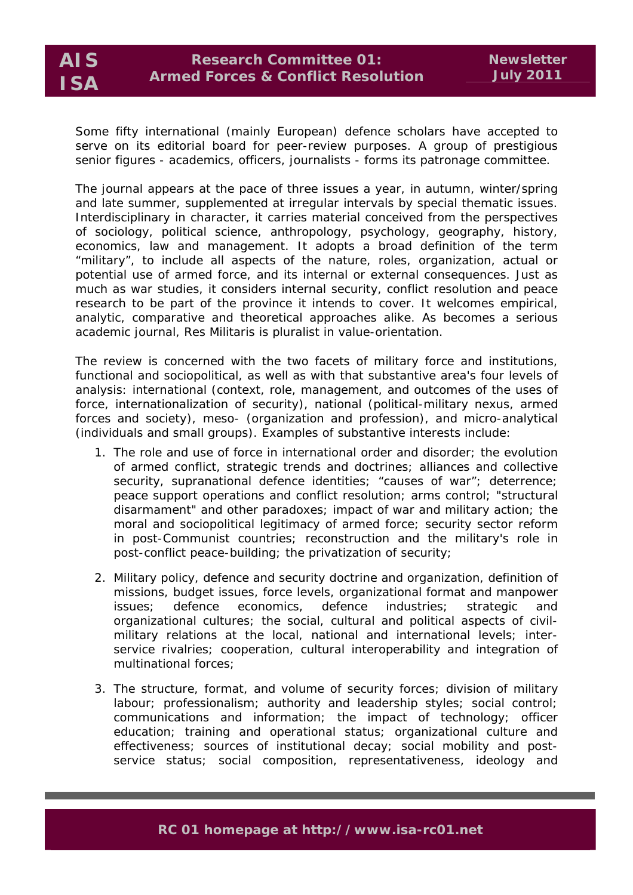Some fifty international (mainly European) defence scholars have accepted to serve on its editorial board for peer-review purposes. A group of prestigious senior figures - academics, officers, journalists - forms its patronage committee.

The journal appears at the pace of three issues a year, in autumn, winter/spring and late summer, supplemented at irregular intervals by special thematic issues. Interdisciplinary in character, it carries material conceived from the perspectives of sociology, political science, anthropology, psychology, geography, history, economics, law and management. It adopts a broad definition of the term "military", to include all aspects of the nature, roles, organization, actual or potential use of armed force, and its internal or external consequences. Just as much as war studies, it considers internal security, conflict resolution and peace research to be part of the province it intends to cover. It welcomes empirical, analytic, comparative and theoretical approaches alike. As becomes a serious academic journal, Res Militaris is pluralist in value-orientation.

The review is concerned with the two facets of military force and institutions, functional and sociopolitical, as well as with that substantive area's four levels of analysis: international (context, role, management, and outcomes of the uses of force, internationalization of security), national (political-military nexus, armed forces and society), meso- (organization and profession), and micro-analytical (individuals and small groups). Examples of substantive interests include:

1. The role and use of force in international order and disorder; the evolution of armed conflict, strategic trends and doctrines; alliances and collective security, supranational defence identities; "causes of war"; deterrence; peace support operations and conflict resolution; arms control; "structural disarmament" and other paradoxes; impact of war and military action; the moral and sociopolitical legitimacy of armed force; security sector reform in post-Communist countries; reconstruction and the military's role in post-conflict peace-building; the privatization of security;

2. Military policy, defence and security doctrine and organization, definition of missions, budget issues, force levels, organizational format and manpower issues; defence economics, defence industries; strategic and organizational cultures; the social, cultural and political aspects of civil-military relations at the local, national and international levels; inter-service rivalries; cooperation, cultural interoperability and integration of multinational forces;

3. The structure, format, and volume of security forces; division of military labour; professionalism; authority and leadership styles; social control; communications and information; the impact of technology; officer education; training and operational status; organizational culture and effectiveness; sources of institutional decay; social mobility and post-service status; social composition, representativeness, ideology and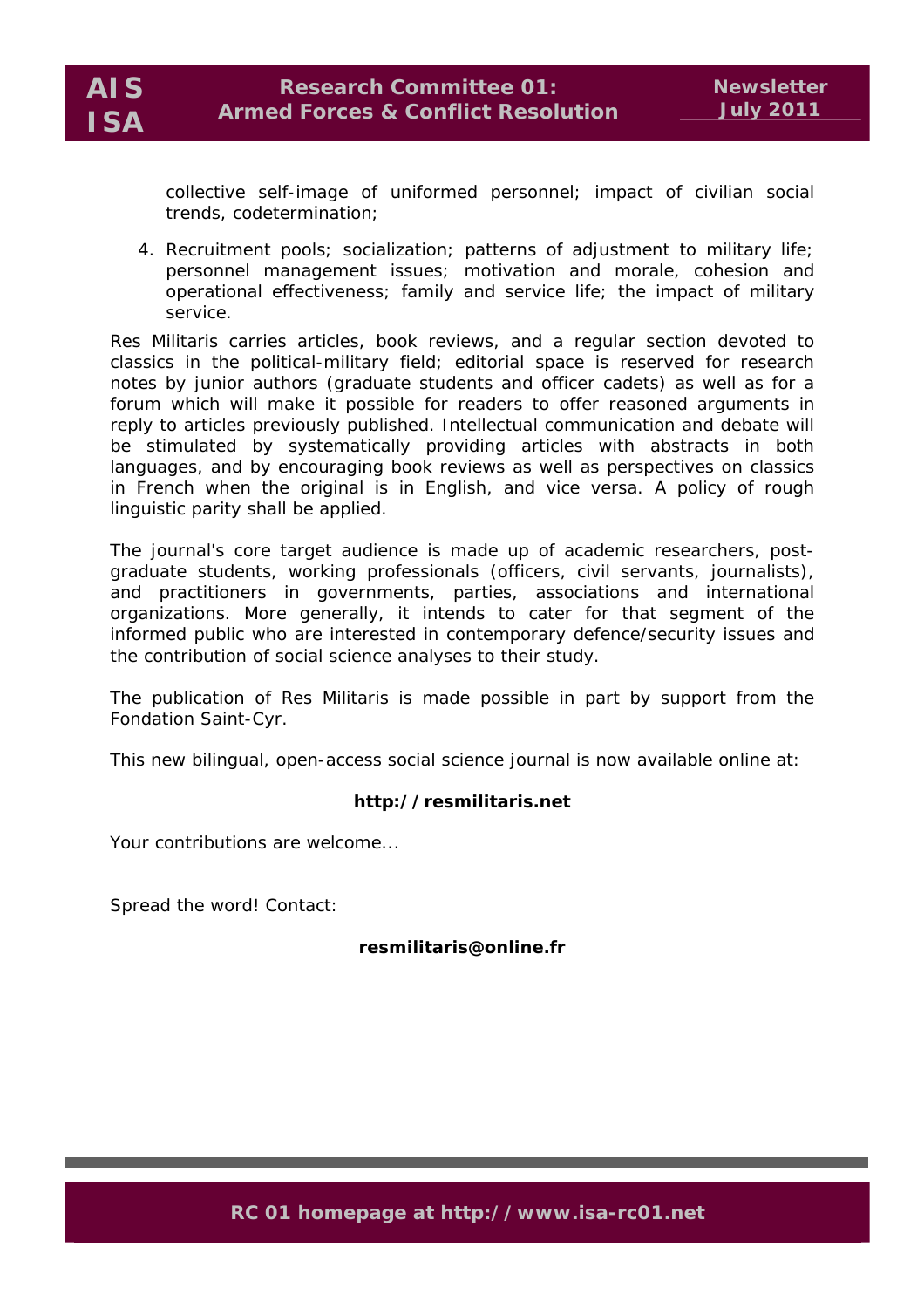collective self-image of uniformed personnel; impact of civilian social trends, codetermination;

4. Recruitment pools; socialization; patterns of adjustment to military life; personnel management issues; motivation and morale, cohesion and operational effectiveness; family and service life; the impact of military service.

Res Militaris carries articles, book reviews, and a regular section devoted to classics in the political-military field; editorial space is reserved for research notes by junior authors (graduate students and officer cadets) as well as for a forum which will make it possible for readers to offer reasoned arguments in reply to articles previously published. Intellectual communication and debate will be stimulated by systematically providing articles with abstracts in both languages, and by encouraging book reviews as well as perspectives on classics in French when the original is in English, and vice versa. A policy of rough linguistic parity shall be applied.

The journal's core target audience is made up of academic researchers, post-graduate students, working professionals (officers, civil servants, journalists), and practitioners in governments, parties, associations and international organizations. More generally, it intends to cater for that segment of the informed public who are interested in contemporary defence/security issues and the contribution of social science analyses to their study.

The publication of Res Militaris is made possible in part by support from the Fondation Saint-Cyr.

This new bilingual, open-access social science journal is now available online at:

**http://resmilitaris.net**

Your contributions are welcome...

Spread the word! Contact:

**resmilitaris@online.fr**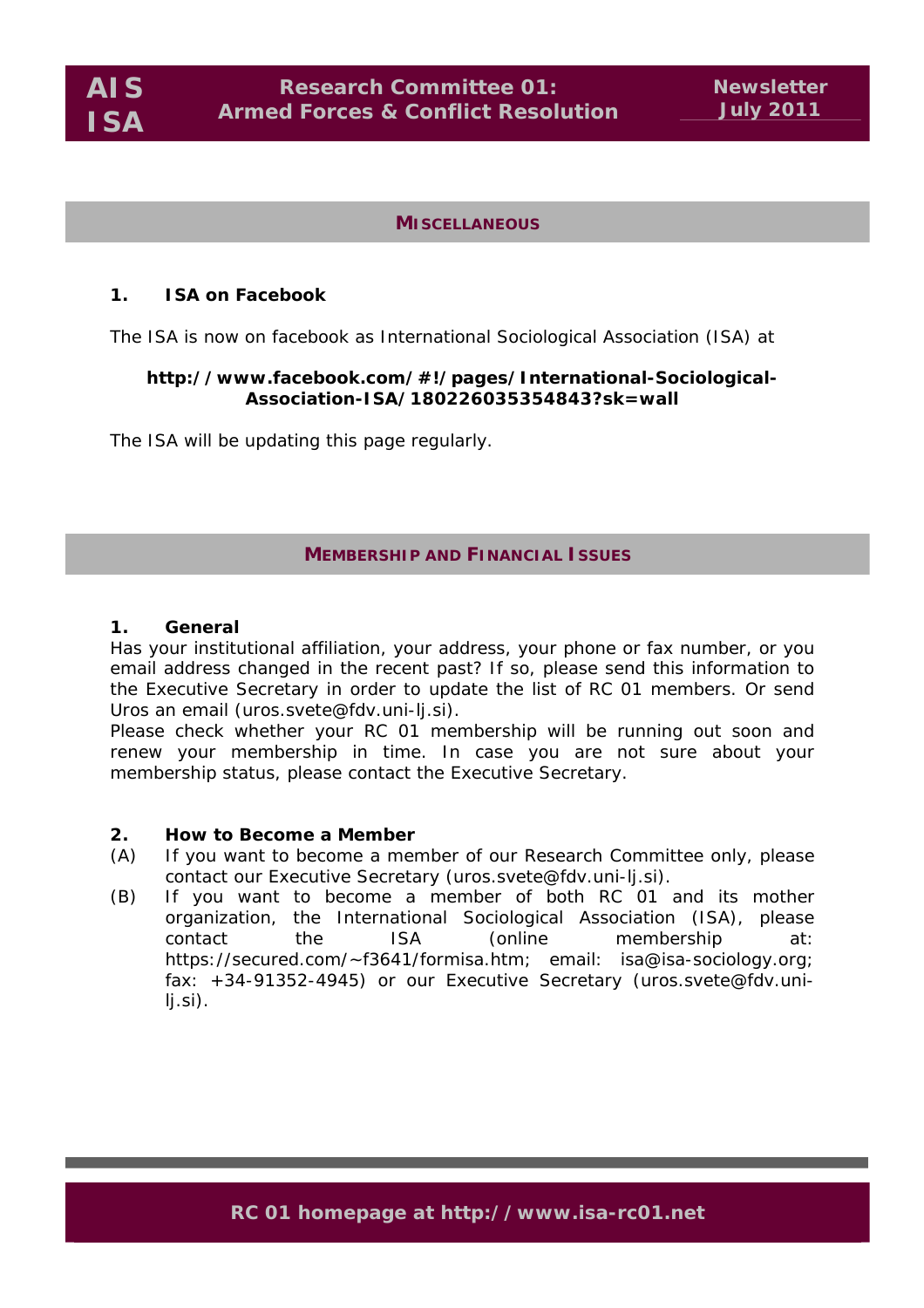## MISCELLANEOUS

### 1. ISA on Facebook

The ISA is now on facebook as International Sociological Association (ISA) at

**http://www.facebook.com/#!/pages/International-Sociological-Association-ISA/180226035354843?sk=wall**

The ISA will be updating this page regularly.

## MEMBERSHIP AND FINANCIAL ISSUES

### 1. General

Has your institutional affiliation, your address, your phone or fax number, or you email address changed in the recent past? If so, please send this information to the Executive Secretary in order to update the list of RC 01 members. Or send Uros an email (uros.svete@fdv.uni-lj.si).

Please check whether your RC 01 membership will be running out soon and renew your membership in time. In case you are not sure about your membership status, please contact the Executive Secretary.

### 2. How to Become a Member

(A) If you want to become a member of our Research Committee only, please contact our Executive Secretary (uros.svete@fdv.uni-lj.si).

(B) If you want to become a member of both RC 01 and its mother organization, the International Sociological Association (ISA), please contact the ISA (online membership at: https://secured.com/~f3641/formisa.htm; email: isa@isa-sociology.org; fax: +34-91352-4945) or our Executive Secretary (uros.svete@fdv.uni-lj.si).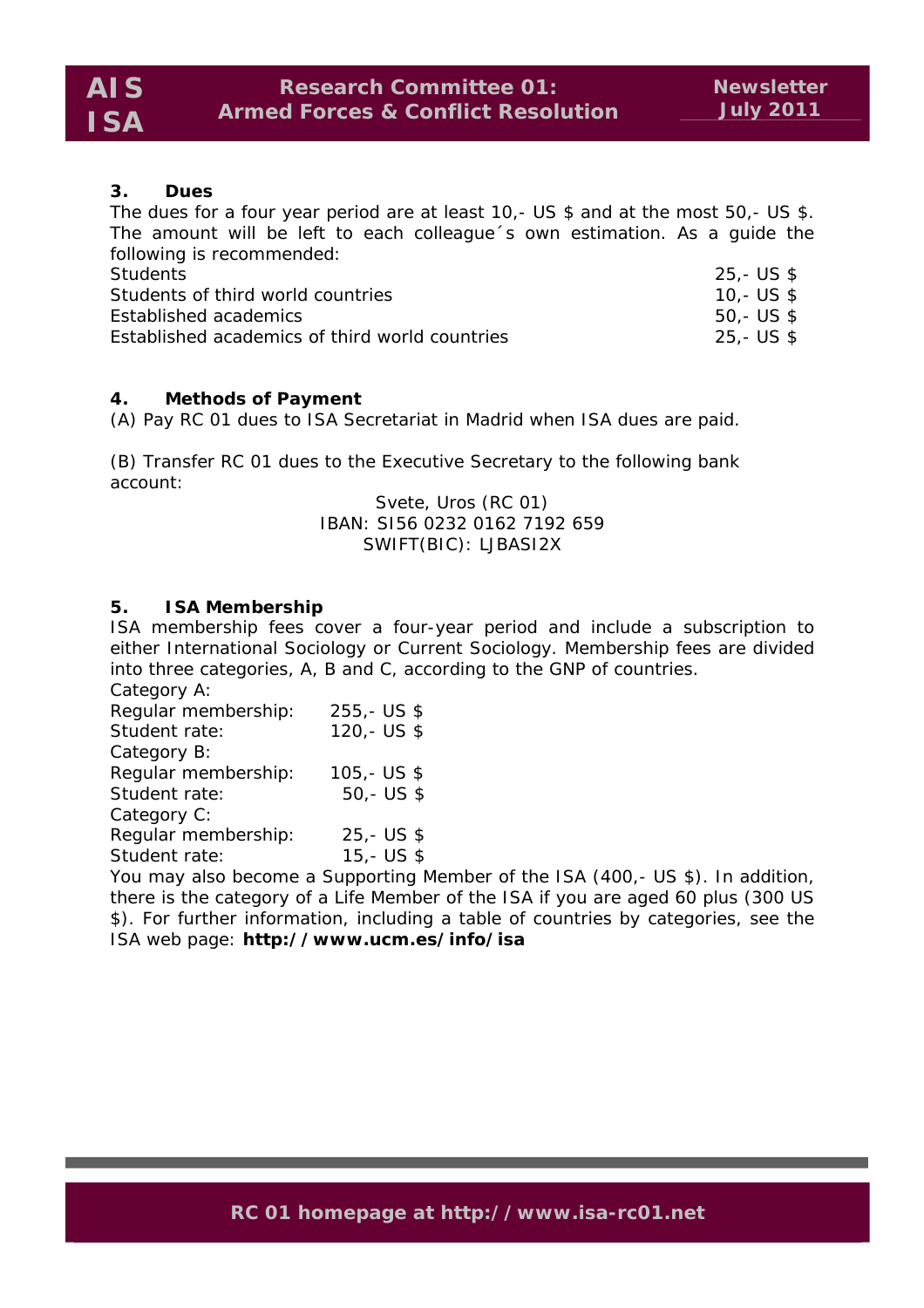### 3. Dues

The dues for a four year period are at least 10,- US $ and at the most 50,- US $. The amount will be left to each colleague´s own estimation. As a guide the following is recommended:

| | |
|---|---|
| Students | 25,- US $ |
| Students of third world countries | 10,- US $ |
| Established academics | 50,- US $ |
| Established academics of third world countries | 25,- US $ |

### 4. Methods of Payment

(A) Pay RC 01 dues to ISA Secretariat in Madrid when ISA dues are paid.

(B) Transfer RC 01 dues to the Executive Secretary to the following bank account:

Svete, Uros (RC 01)
IBAN: SI56 0232 0162 7192 659
SWIFT(BIC): LJBASI2X

### 5. ISA Membership

ISA membership fees cover a four-year period and include a subscription to either International Sociology or Current Sociology. Membership fees are divided into three categories, A, B and C, according to the GNP of countries.

Category A:

| | |
|---|---|
| Regular membership: | 255,- US $ |
| Student rate: | 120,- US $ |

Category B:

| | |
|---|---|
| Regular membership: | 105,- US $ |
| Student rate: | 50,- US $ |

Category C:

| | |
|---|---|
| Regular membership: | 25,- US $ |
| Student rate: | 15,- US $ |

You may also become a Supporting Member of the ISA (400,- US $). In addition, there is the category of a Life Member of the ISA if you are aged 60 plus (300 US $). For further information, including a table of countries by categories, see the ISA web page: **http://www.ucm.es/info/isa**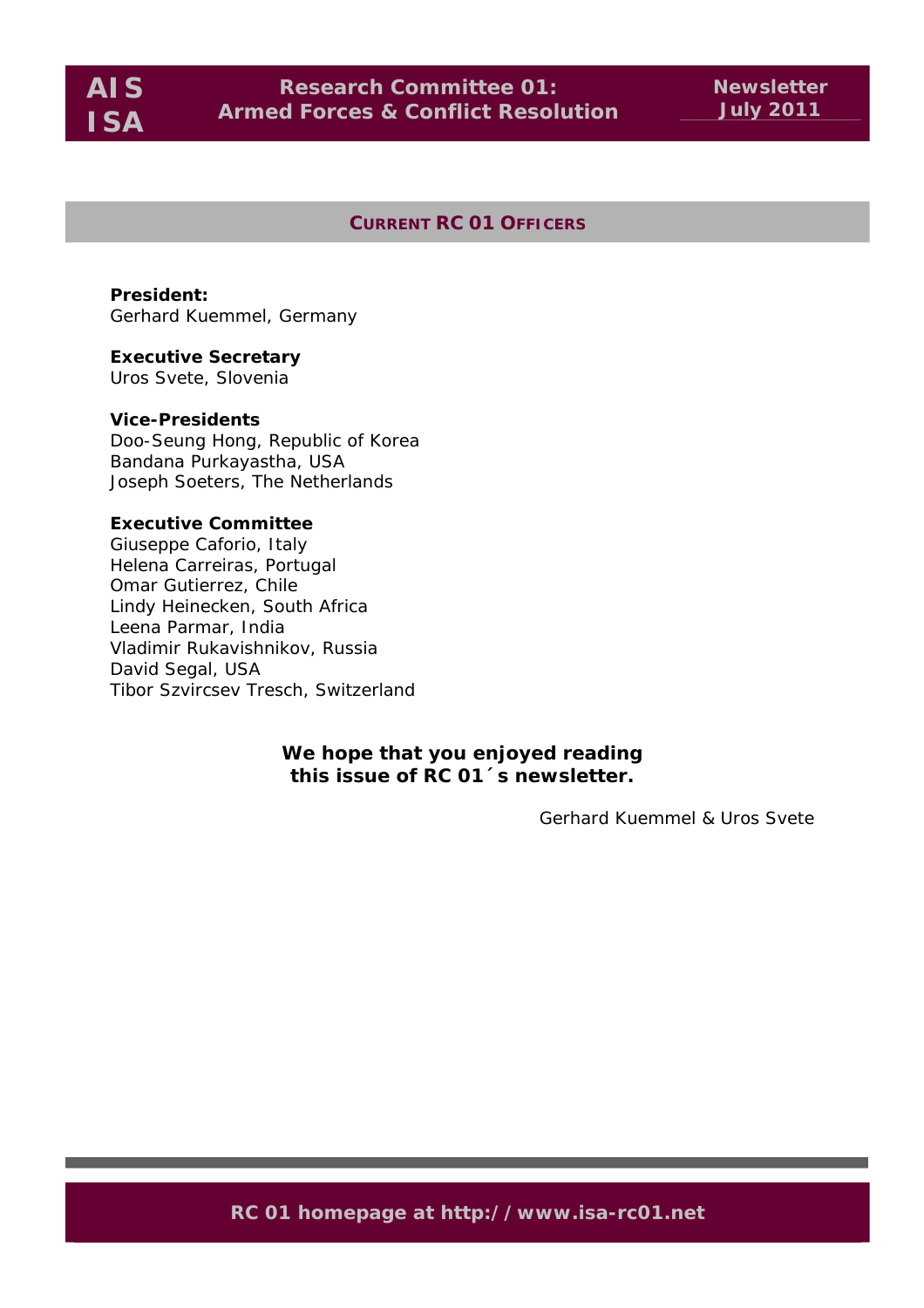## CURRENT RC 01 OFFICERS

**President:**
Gerhard Kuemmel, Germany

**Executive Secretary**
Uros Svete, Slovenia

**Vice-Presidents**
Doo-Seung Hong, Republic of Korea
Bandana Purkayastha, USA
Joseph Soeters, The Netherlands

**Executive Committee**
Giuseppe Caforio, Italy
Helena Carreiras, Portugal
Omar Gutierrez, Chile
Lindy Heinecken, South Africa
Leena Parmar, India
Vladimir Rukavishnikov, Russia
David Segal, USA
Tibor Szvircsev Tresch, Switzerland

**We hope that you enjoyed reading this issue of RC 01´s newsletter.**

Gerhard Kuemmel & Uros Svete

**RC 01 homepage at http://www.isa-rc01.net**